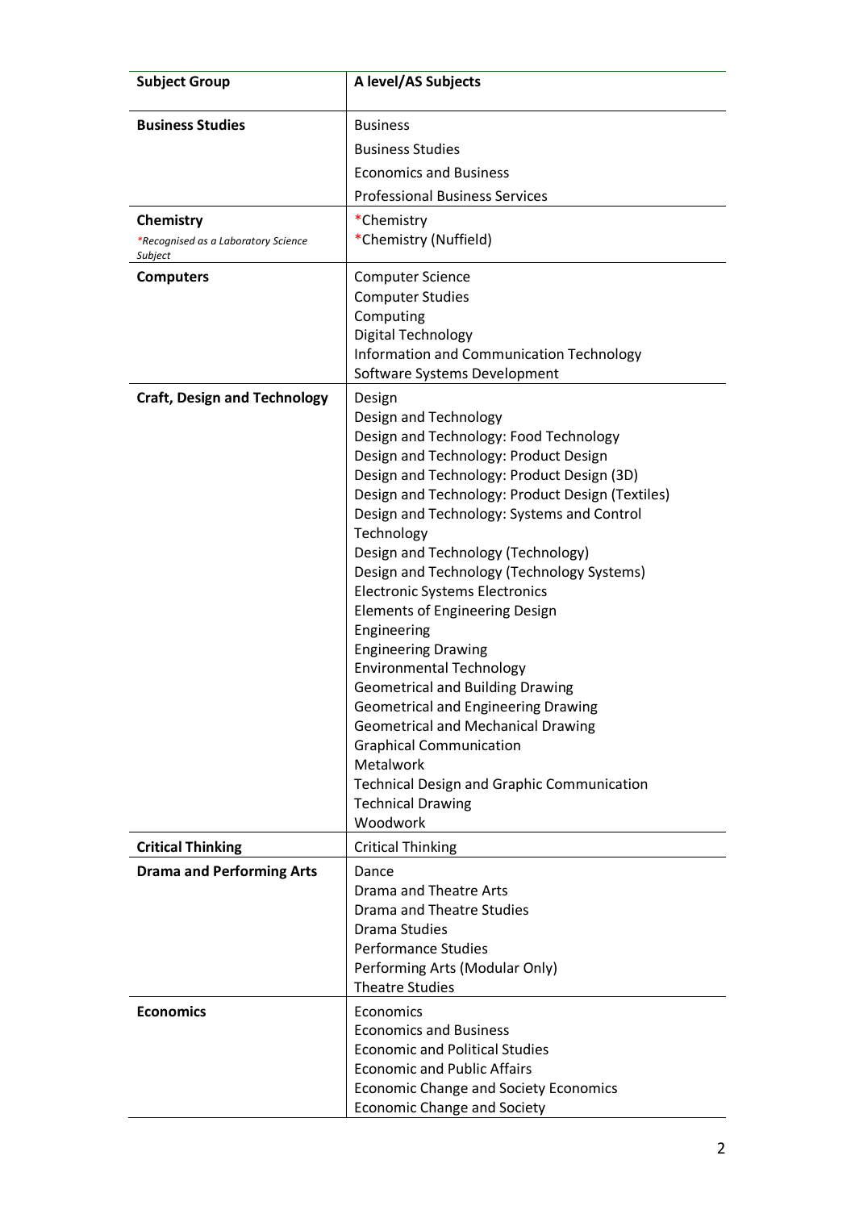| Subject Group | A level/AS Subjects |
|---|---|
| **Business Studies** | Business<br>Business Studies<br>Economics and Business<br>Professional Business Services |
| **Chemistry**<br>*\*Recognised as a Laboratory Science Subject* | *Chemistry<br>*Chemistry (Nuffield) |
| **Computers** | Computer Science<br>Computer Studies<br>Computing<br>Digital Technology<br>Information and Communication Technology<br>Software Systems Development |
| **Craft, Design and Technology** | Design<br>Design and Technology<br>Design and Technology: Food Technology<br>Design and Technology: Product Design<br>Design and Technology: Product Design (3D)<br>Design and Technology: Product Design (Textiles)<br>Design and Technology: Systems and Control Technology<br>Design and Technology (Technology)<br>Design and Technology (Technology Systems)<br>Electronic Systems Electronics<br>Elements of Engineering Design<br>Engineering<br>Engineering Drawing<br>Environmental Technology<br>Geometrical and Building Drawing<br>Geometrical and Engineering Drawing<br>Geometrical and Mechanical Drawing<br>Graphical Communication<br>Metalwork<br>Technical Design and Graphic Communication<br>Technical Drawing<br>Woodwork |
| **Critical Thinking** | Critical Thinking |
| **Drama and Performing Arts** | Dance<br>Drama and Theatre Arts<br>Drama and Theatre Studies<br>Drama Studies<br>Performance Studies<br>Performing Arts (Modular Only)<br>Theatre Studies |
| **Economics** | Economics<br>Economics and Business<br>Economic and Political Studies<br>Economic and Public Affairs<br>Economic Change and Society Economics<br>Economic Change and Society |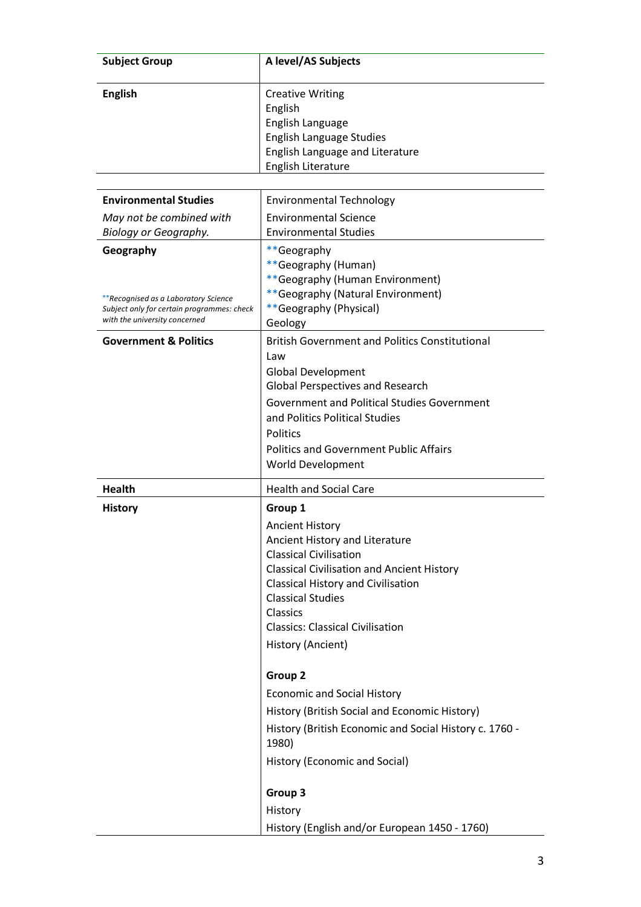| Subject Group | A level/AS Subjects |
|---|---|
| **English** | Creative Writing<br>English<br>English Language<br>English Language Studies<br>English Language and Literature<br>English Literature |
| **Environmental Studies**<br>*May not be combined with Biology or Geography.* | Environmental Technology<br>Environmental Science<br>Environmental Studies |
| **Geography**<br><br>***Recognised as a Laboratory Science Subject only for certain programmes: check with the university concerned* | **Geography<br>**Geography (Human)<br>**Geography (Human Environment)<br>**Geography (Natural Environment)<br>**Geography (Physical)<br>Geology |
| **Government & Politics** | British Government and Politics Constitutional Law<br>Global Development<br>Global Perspectives and Research<br>Government and Political Studies Government and Politics Political Studies<br>Politics<br>Politics and Government Public Affairs<br>World Development |
| **Health** | Health and Social Care |
| **History** | **Group 1**<br>Ancient History<br>Ancient History and Literature<br>Classical Civilisation<br>Classical Civilisation and Ancient History<br>Classical History and Civilisation<br>Classical Studies<br>Classics<br>Classics: Classical Civilisation<br>History (Ancient)<br><br>**Group 2**<br>Economic and Social History<br>History (British Social and Economic History)<br>History (British Economic and Social History c. 1760 - 1980)<br>History (Economic and Social)<br><br>**Group 3**<br>History<br>History (English and/or European 1450 - 1760) |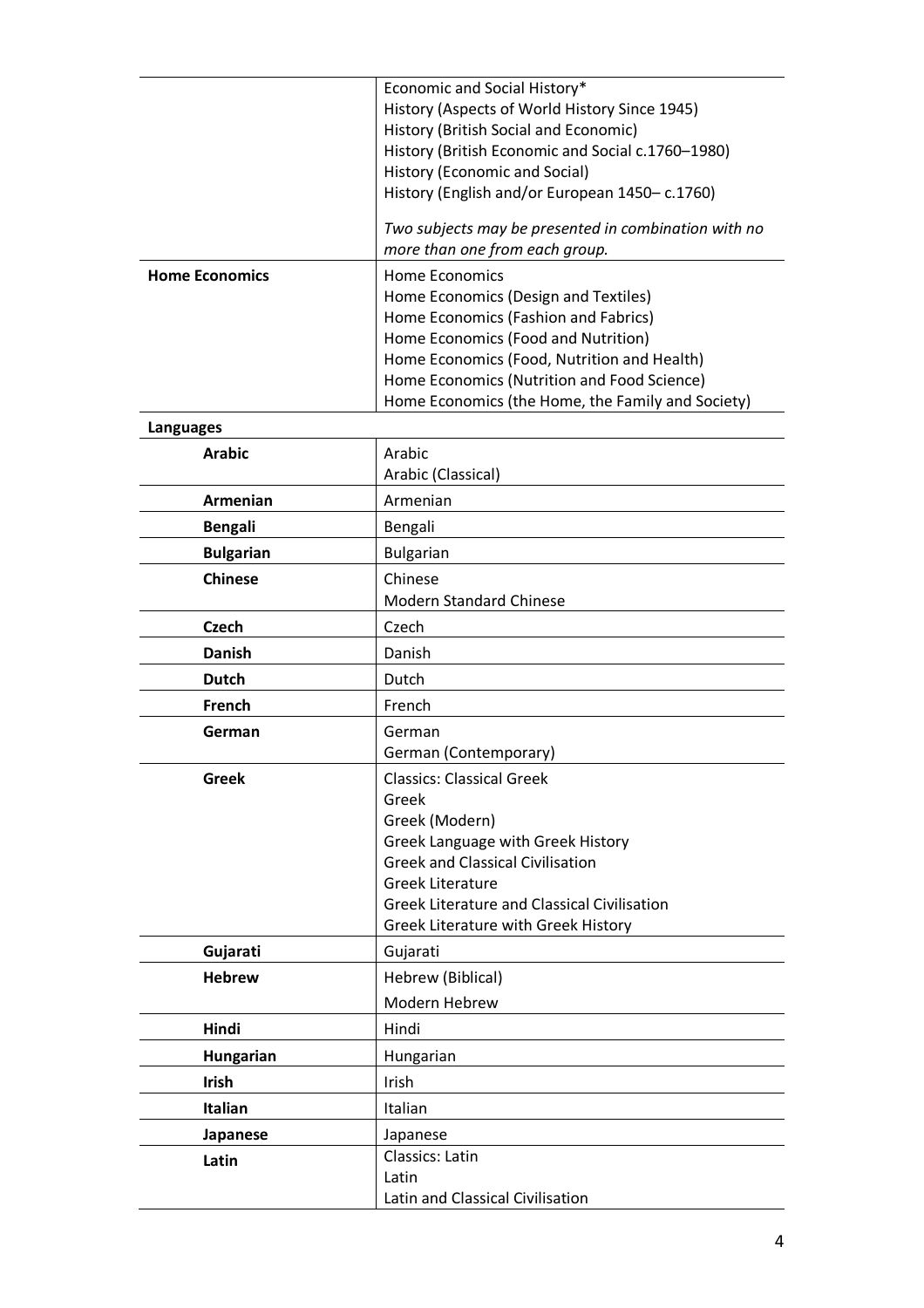| | |
|---|---|
| | Economic and Social History*<br>History (Aspects of World History Since 1945)<br>History (British Social and Economic)<br>History (British Economic and Social c.1760–1980)<br>History (Economic and Social)<br>History (English and/or European 1450– c.1760)<br><br>*Two subjects may be presented in combination with no more than one from each group.* |
| **Home Economics** | Home Economics<br>Home Economics (Design and Textiles)<br>Home Economics (Fashion and Fabrics)<br>Home Economics (Food and Nutrition)<br>Home Economics (Food, Nutrition and Health)<br>Home Economics (Nutrition and Food Science)<br>Home Economics (the Home, the Family and Society) |
| **Languages** | |
| **Arabic** | Arabic<br>Arabic (Classical) |
| **Armenian** | Armenian |
| **Bengali** | Bengali |
| **Bulgarian** | Bulgarian |
| **Chinese** | Chinese<br>Modern Standard Chinese |
| **Czech** | Czech |
| **Danish** | Danish |
| **Dutch** | Dutch |
| **French** | French |
| **German** | German<br>German (Contemporary) |
| **Greek** | Classics: Classical Greek<br>Greek<br>Greek (Modern)<br>Greek Language with Greek History<br>Greek and Classical Civilisation<br>Greek Literature<br>Greek Literature and Classical Civilisation<br>Greek Literature with Greek History |
| **Gujarati** | Gujarati |
| **Hebrew** | Hebrew (Biblical)<br>Modern Hebrew |
| **Hindi** | Hindi |
| **Hungarian** | Hungarian |
| **Irish** | Irish |
| **Italian** | Italian |
| **Japanese** | Japanese |
| **Latin** | Classics: Latin<br>Latin<br>Latin and Classical Civilisation |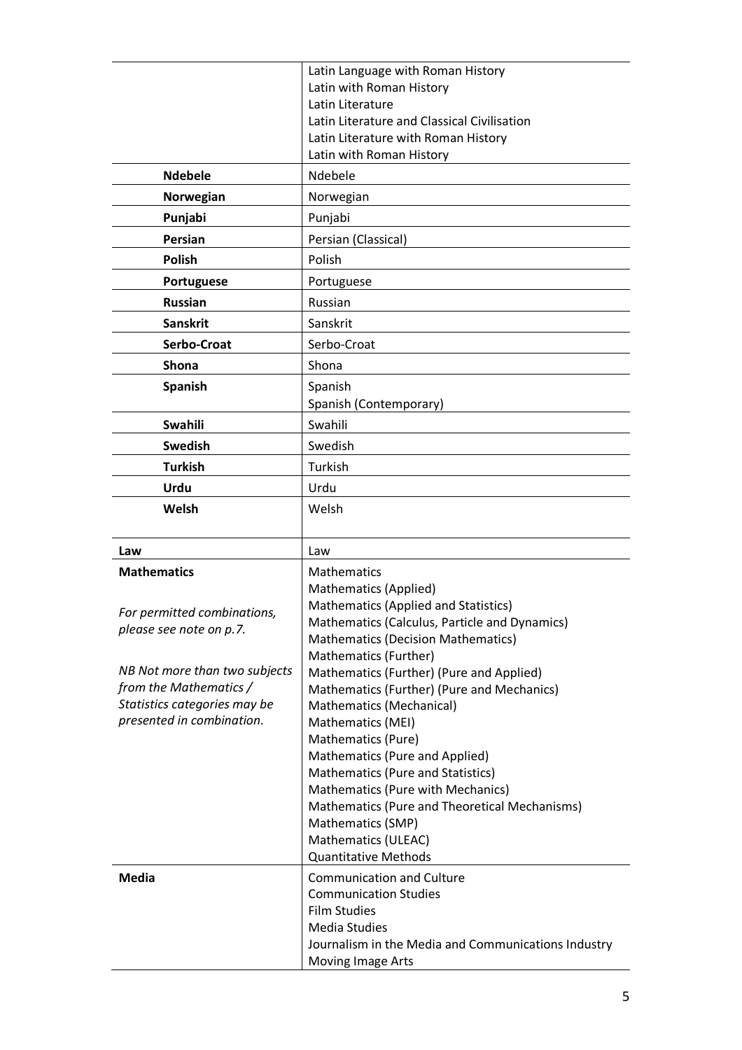| | |
|---|---|
| | Latin Language with Roman History<br>Latin with Roman History<br>Latin Literature<br>Latin Literature and Classical Civilisation<br>Latin Literature with Roman History<br>Latin with Roman History |
| **Ndebele** | Ndebele |
| **Norwegian** | Norwegian |
| **Punjabi** | Punjabi |
| **Persian** | Persian (Classical) |
| **Polish** | Polish |
| **Portuguese** | Portuguese |
| **Russian** | Russian |
| **Sanskrit** | Sanskrit |
| **Serbo-Croat** | Serbo-Croat |
| **Shona** | Shona |
| **Spanish** | Spanish<br>Spanish (Contemporary) |
| **Swahili** | Swahili |
| **Swedish** | Swedish |
| **Turkish** | Turkish |
| **Urdu** | Urdu |
| **Welsh** | Welsh |
| **Law** | Law |
| **Mathematics**<br><br>*For permitted combinations, please see note on p.7.*<br><br>*NB Not more than two subjects from the Mathematics / Statistics categories may be presented in combination.* | Mathematics<br>Mathematics (Applied)<br>Mathematics (Applied and Statistics)<br>Mathematics (Calculus, Particle and Dynamics)<br>Mathematics (Decision Mathematics)<br>Mathematics (Further)<br>Mathematics (Further) (Pure and Applied)<br>Mathematics (Further) (Pure and Mechanics)<br>Mathematics (Mechanical)<br>Mathematics (MEI)<br>Mathematics (Pure)<br>Mathematics (Pure and Applied)<br>Mathematics (Pure and Statistics)<br>Mathematics (Pure with Mechanics)<br>Mathematics (Pure and Theoretical Mechanisms)<br>Mathematics (SMP)<br>Mathematics (ULEAC)<br>Quantitative Methods |
| **Media** | Communication and Culture<br>Communication Studies<br>Film Studies<br>Media Studies<br>Journalism in the Media and Communications Industry<br>Moving Image Arts |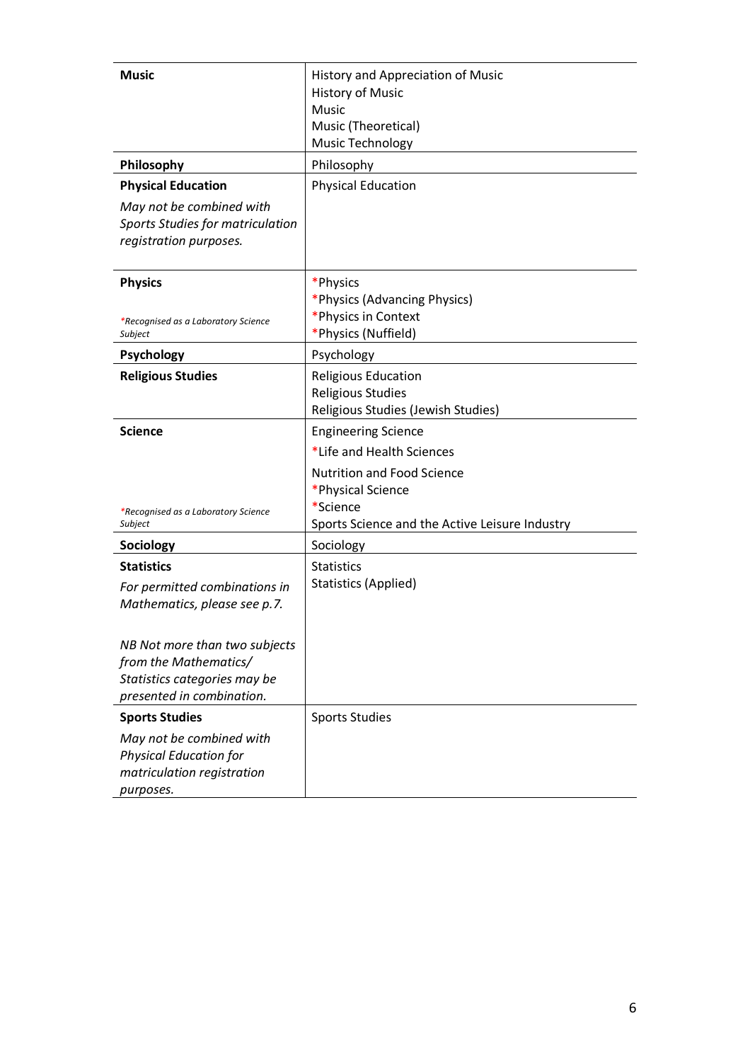| | |
|---|---|
| **Music** | History and Appreciation of Music<br>History of Music<br>Music<br>Music (Theoretical)<br>Music Technology |
| **Philosophy** | Philosophy |
| **Physical Education**<br>*May not be combined with Sports Studies for matriculation registration purposes.* | Physical Education |
| **Physics**<br>*\*Recognised as a Laboratory Science Subject* | *Physics<br>*Physics (Advancing Physics)<br>*Physics in Context<br>*Physics (Nuffield) |
| **Psychology** | Psychology |
| **Religious Studies** | Religious Education<br>Religious Studies<br>Religious Studies (Jewish Studies) |
| **Science**<br>*\*Recognised as a Laboratory Science Subject* | Engineering Science<br>*Life and Health Sciences<br>Nutrition and Food Science<br>*Physical Science<br>*Science<br>Sports Science and the Active Leisure Industry |
| **Sociology** | Sociology |
| **Statistics**<br>*For permitted combinations in Mathematics, please see p.7.*<br>*NB Not more than two subjects from the Mathematics/ Statistics categories may be presented in combination.* | Statistics<br>Statistics (Applied) |
| **Sports Studies**<br>*May not be combined with Physical Education for matriculation registration purposes.* | Sports Studies |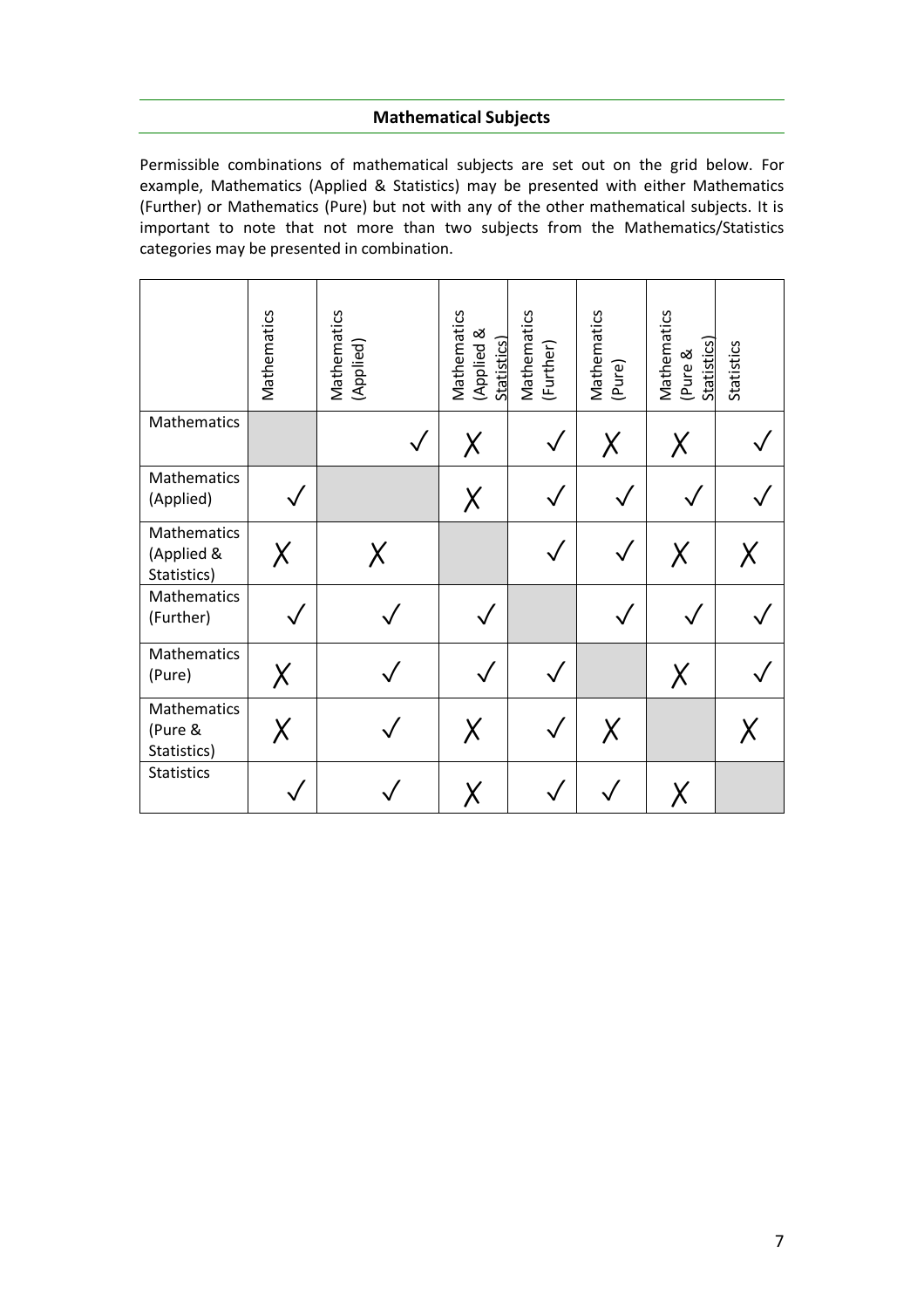## Mathematical Subjects

Permissible combinations of mathematical subjects are set out on the grid below. For example, Mathematics (Applied & Statistics) may be presented with either Mathematics (Further) or Mathematics (Pure) but not with any of the other mathematical subjects. It is important to note that not more than two subjects from the Mathematics/Statistics categories may be presented in combination.

| | Mathematics | Mathematics (Applied) | Mathematics (Applied & Statistics) | Mathematics (Further) | Mathematics (Pure) | Mathematics (Pure & Statistics) | Statistics |
|---|---|---|---|---|---|---|---|
| Mathematics | | ✓ | ✗ | ✓ | ✗ | ✗ | ✓ |
| Mathematics (Applied) | ✓ | | ✗ | ✓ | ✓ | ✓ | ✓ |
| Mathematics (Applied & Statistics) | ✗ | ✗ | | ✓ | ✓ | ✗ | ✗ |
| Mathematics (Further) | ✓ | ✓ | ✓ | | ✓ | ✓ | ✓ |
| Mathematics (Pure) | ✗ | ✓ | ✓ | ✓ | | ✗ | ✓ |
| Mathematics (Pure & Statistics) | ✗ | ✓ | ✗ | ✓ | ✗ | | ✗ |
| Statistics | ✓ | ✓ | ✗ | ✓ | ✓ | ✗ | |